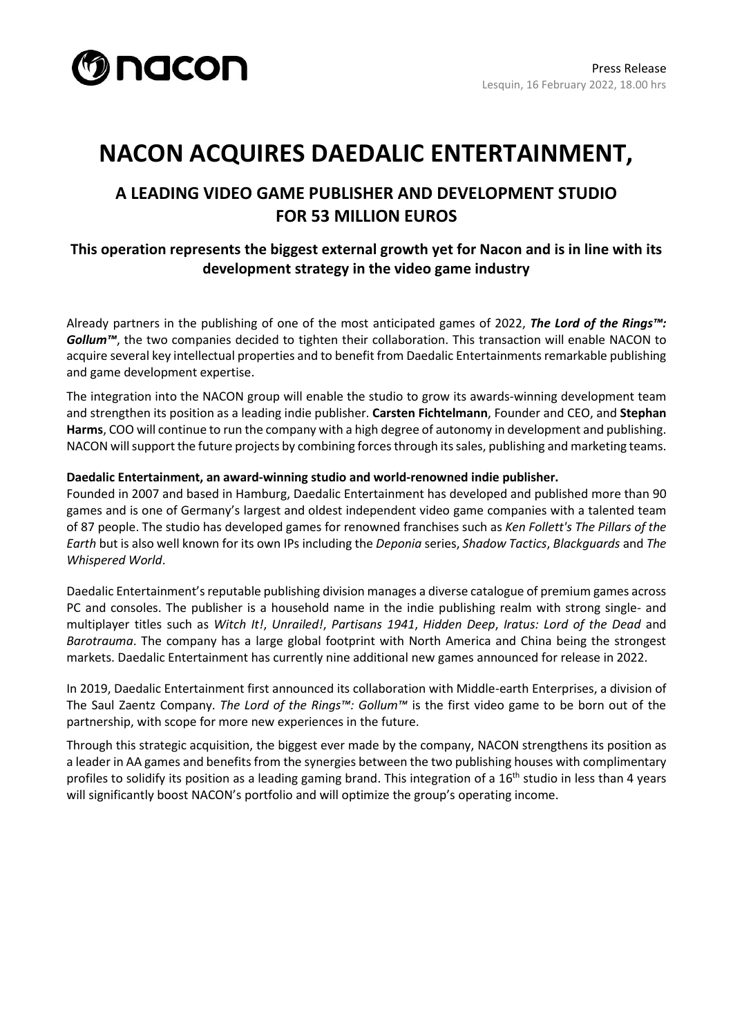nacon

Press Release
Lesquin, 16 February 2022, 18.00 hrs

# NACON ACQUIRES DAEDALIC ENTERTAINMENT,

## A LEADING VIDEO GAME PUBLISHER AND DEVELOPMENT STUDIO FOR 53 MILLION EUROS

### This operation represents the biggest external growth yet for Nacon and is in line with its development strategy in the video game industry

Already partners in the publishing of one of the most anticipated games of 2022, ***The Lord of the Rings™: Gollum™***, the two companies decided to tighten their collaboration. This transaction will enable NACON to acquire several key intellectual properties and to benefit from Daedalic Entertainments remarkable publishing and game development expertise.

The integration into the NACON group will enable the studio to grow its awards-winning development team and strengthen its position as a leading indie publisher. **Carsten Fichtelmann**, Founder and CEO, and **Stephan Harms**, COO will continue to run the company with a high degree of autonomy in development and publishing. NACON will support the future projects by combining forces through its sales, publishing and marketing teams.

**Daedalic Entertainment, an award-winning studio and world-renowned indie publisher.**
Founded in 2007 and based in Hamburg, Daedalic Entertainment has developed and published more than 90 games and is one of Germany's largest and oldest independent video game companies with a talented team of 87 people. The studio has developed games for renowned franchises such as *Ken Follett's The Pillars of the Earth* but is also well known for its own IPs including the *Deponia* series, *Shadow Tactics*, *Blackguards* and *The Whispered World*.

Daedalic Entertainment's reputable publishing division manages a diverse catalogue of premium games across PC and consoles. The publisher is a household name in the indie publishing realm with strong single- and multiplayer titles such as *Witch It!*, *Unrailed!*, *Partisans 1941*, *Hidden Deep*, *Iratus: Lord of the Dead* and *Barotrauma*. The company has a large global footprint with North America and China being the strongest markets. Daedalic Entertainment has currently nine additional new games announced for release in 2022.

In 2019, Daedalic Entertainment first announced its collaboration with Middle-earth Enterprises, a division of The Saul Zaentz Company. *The Lord of the Rings™: Gollum™* is the first video game to be born out of the partnership, with scope for more new experiences in the future.

Through this strategic acquisition, the biggest ever made by the company, NACON strengthens its position as a leader in AA games and benefits from the synergies between the two publishing houses with complimentary profiles to solidify its position as a leading gaming brand. This integration of a 16th studio in less than 4 years will significantly boost NACON's portfolio and will optimize the group's operating income.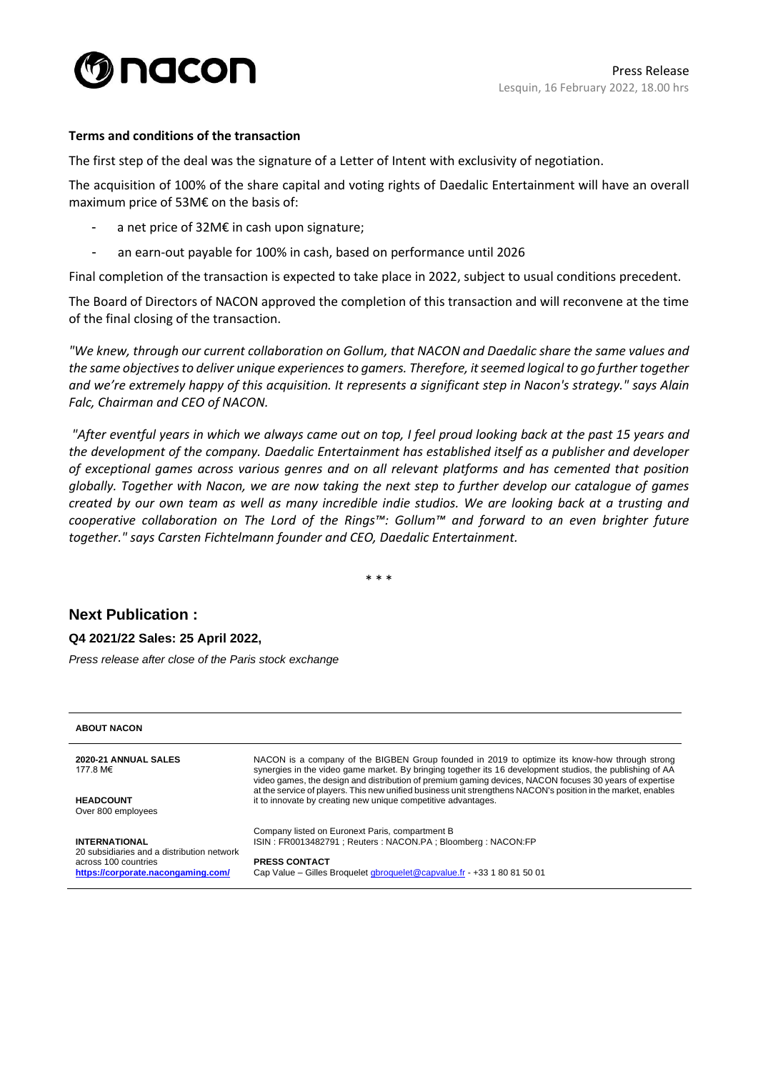**Terms and conditions of the transaction**

The first step of the deal was the signature of a Letter of Intent with exclusivity of negotiation.

The acquisition of 100% of the share capital and voting rights of Daedalic Entertainment will have an overall maximum price of 53M€ on the basis of:

- a net price of 32M€ in cash upon signature;
- an earn-out payable for 100% in cash, based on performance until 2026

Final completion of the transaction is expected to take place in 2022, subject to usual conditions precedent.

The Board of Directors of NACON approved the completion of this transaction and will reconvene at the time of the final closing of the transaction.

*"We knew, through our current collaboration on Gollum, that NACON and Daedalic share the same values and the same objectives to deliver unique experiences to gamers. Therefore, it seemed logical to go further together and we're extremely happy of this acquisition. It represents a significant step in Nacon's strategy." says Alain Falc, Chairman and CEO of NACON.*

*"After eventful years in which we always came out on top, I feel proud looking back at the past 15 years and the development of the company. Daedalic Entertainment has established itself as a publisher and developer of exceptional games across various genres and on all relevant platforms and has cemented that position globally. Together with Nacon, we are now taking the next step to further develop our catalogue of games created by our own team as well as many incredible indie studios. We are looking back at a trusting and cooperative collaboration on The Lord of the Rings™: Gollum™ and forward to an even brighter future together." says Carsten Fichtelmann founder and CEO, Daedalic Entertainment.*

\* \* \*

## Next Publication :

**Q4 2021/22 Sales: 25 April 2022,**

*Press release after close of the Paris stock exchange*

---

**ABOUT NACON**

**2020-21 ANNUAL SALES**
177.8 M€

**HEADCOUNT**
Over 800 employees

**INTERNATIONAL**
20 subsidiaries and a distribution network across 100 countries
**https://corporate.nacongaming.com/**

NACON is a company of the BIGBEN Group founded in 2019 to optimize its know-how through strong synergies in the video game market. By bringing together its 16 development studios, the publishing of AA video games, the design and distribution of premium gaming devices, NACON focuses 30 years of expertise at the service of players. This new unified business unit strengthens NACON's position in the market, enables it to innovate by creating new unique competitive advantages.

Company listed on Euronext Paris, compartment B
ISIN : FR0013482791 ; Reuters : NACON.PA ; Bloomberg : NACON:FP

**PRESS CONTACT**
Cap Value – Gilles Broquelet gbroquelet@capvalue.fr - +33 1 80 81 50 01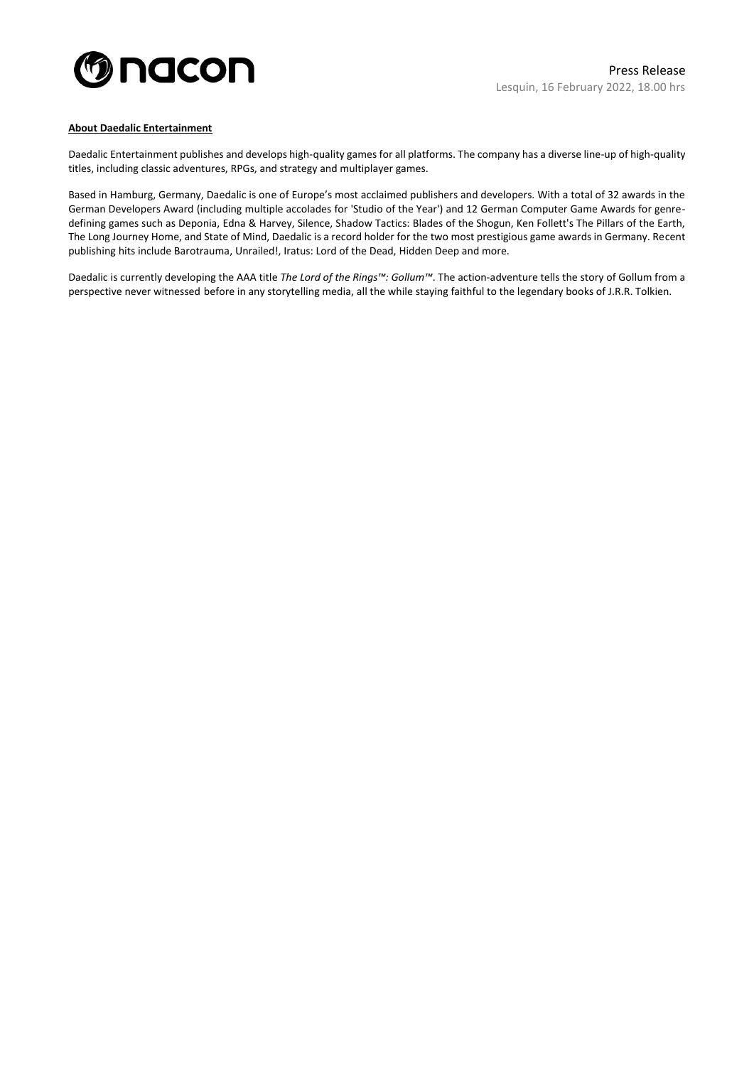**About Daedalic Entertainment**

Daedalic Entertainment publishes and develops high-quality games for all platforms. The company has a diverse line-up of high-quality titles, including classic adventures, RPGs, and strategy and multiplayer games.

Based in Hamburg, Germany, Daedalic is one of Europe's most acclaimed publishers and developers. With a total of 32 awards in the German Developers Award (including multiple accolades for 'Studio of the Year') and 12 German Computer Game Awards for genre-defining games such as Deponia, Edna & Harvey, Silence, Shadow Tactics: Blades of the Shogun, Ken Follett's The Pillars of the Earth, The Long Journey Home, and State of Mind, Daedalic is a record holder for the two most prestigious game awards in Germany. Recent publishing hits include Barotrauma, Unrailed!, Iratus: Lord of the Dead, Hidden Deep and more.

Daedalic is currently developing the AAA title *The Lord of the Rings™: Gollum™*. The action-adventure tells the story of Gollum from a perspective never witnessed before in any storytelling media, all the while staying faithful to the legendary books of J.R.R. Tolkien.